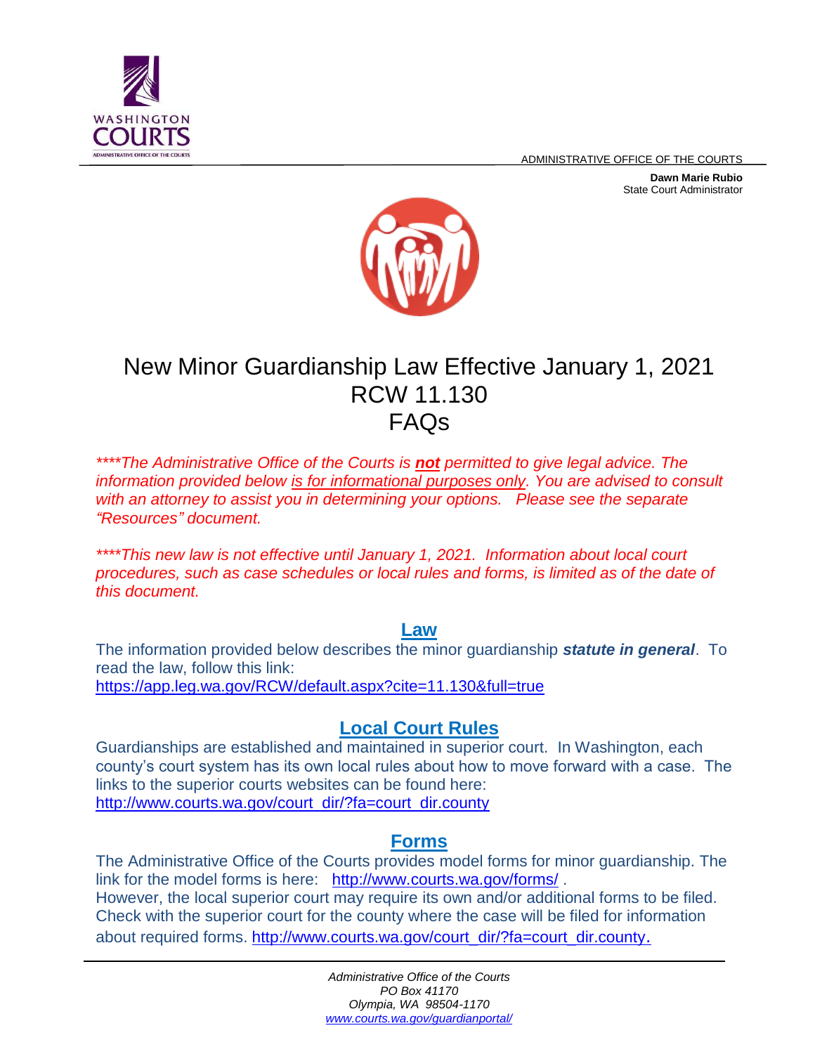ADMINISTRATIVE OFFICE OF THE COURTS

**Dawn Marie Rubio**
State Court Administrator

# New Minor Guardianship Law Effective January 1, 2021
# RCW 11.130
# FAQs

*\*\*\*\*The Administrative Office of the Courts is **not** permitted to give legal advice. The information provided below is for informational purposes only. You are advised to consult with an attorney to assist you in determining your options. Please see the separate "Resources" document.*

*\*\*\*\*This new law is not effective until January 1, 2021. Information about local court procedures, such as case schedules or local rules and forms, is limited as of the date of this document.*

## Law

The information provided below describes the minor guardianship ***statute in general***. To read the law, follow this link:
https://app.leg.wa.gov/RCW/default.aspx?cite=11.130&full=true

## Local Court Rules

Guardianships are established and maintained in superior court. In Washington, each county's court system has its own local rules about how to move forward with a case. The links to the superior courts websites can be found here:
http://www.courts.wa.gov/court_dir/?fa=court_dir.county

## Forms

The Administrative Office of the Courts provides model forms for minor guardianship. The link for the model forms is here: http://www.courts.wa.gov/forms/ .
However, the local superior court may require its own and/or additional forms to be filed. Check with the superior court for the county where the case will be filed for information about required forms. http://www.courts.wa.gov/court_dir/?fa=court_dir.county.

*Administrative Office of the Courts*
*PO Box 41170*
*Olympia, WA 98504-1170*
*www.courts.wa.gov/guardianportal/*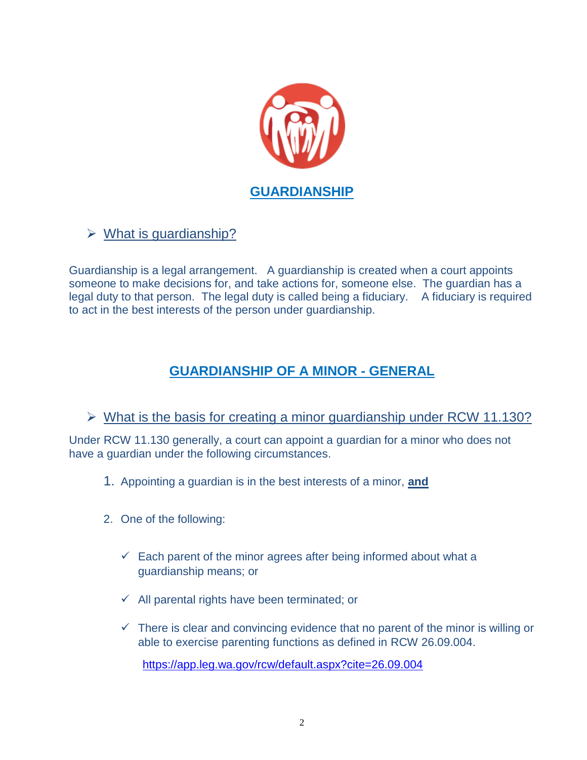# GUARDIANSHIP

- What is guardianship?

Guardianship is a legal arrangement. A guardianship is created when a court appoints someone to make decisions for, and take actions for, someone else. The guardian has a legal duty to that person. The legal duty is called being a fiduciary. A fiduciary is required to act in the best interests of the person under guardianship.

## GUARDIANSHIP OF A MINOR - GENERAL

- What is the basis for creating a minor guardianship under RCW 11.130?

Under RCW 11.130 generally, a court can appoint a guardian for a minor who does not have a guardian under the following circumstances.

1. Appointing a guardian is in the best interests of a minor, **and**

2. One of the following:

   - ✓ Each parent of the minor agrees after being informed about what a guardianship means; or

   - ✓ All parental rights have been terminated; or

   - ✓ There is clear and convincing evidence that no parent of the minor is willing or able to exercise parenting functions as defined in RCW 26.09.004.

     https://app.leg.wa.gov/rcw/default.aspx?cite=26.09.004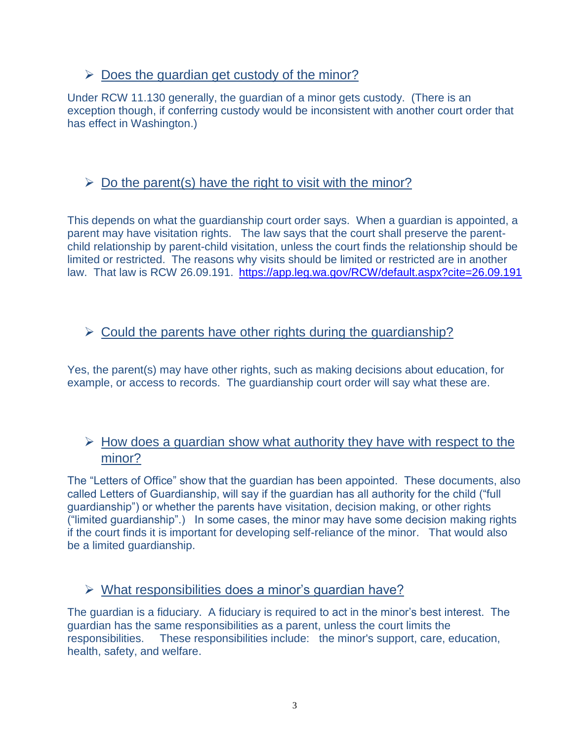- Does the guardian get custody of the minor?

Under RCW 11.130 generally, the guardian of a minor gets custody. (There is an exception though, if conferring custody would be inconsistent with another court order that has effect in Washington.)

- Do the parent(s) have the right to visit with the minor?

This depends on what the guardianship court order says. When a guardian is appointed, a parent may have visitation rights. The law says that the court shall preserve the parent-child relationship by parent-child visitation, unless the court finds the relationship should be limited or restricted. The reasons why visits should be limited or restricted are in another law. That law is RCW 26.09.191. https://app.leg.wa.gov/RCW/default.aspx?cite=26.09.191

- Could the parents have other rights during the guardianship?

Yes, the parent(s) may have other rights, such as making decisions about education, for example, or access to records. The guardianship court order will say what these are.

- How does a guardian show what authority they have with respect to the minor?

The "Letters of Office" show that the guardian has been appointed. These documents, also called Letters of Guardianship, will say if the guardian has all authority for the child ("full guardianship") or whether the parents have visitation, decision making, or other rights ("limited guardianship".) In some cases, the minor may have some decision making rights if the court finds it is important for developing self-reliance of the minor. That would also be a limited guardianship.

- What responsibilities does a minor's guardian have?

The guardian is a fiduciary. A fiduciary is required to act in the minor's best interest. The guardian has the same responsibilities as a parent, unless the court limits the responsibilities. These responsibilities include: the minor's support, care, education, health, safety, and welfare.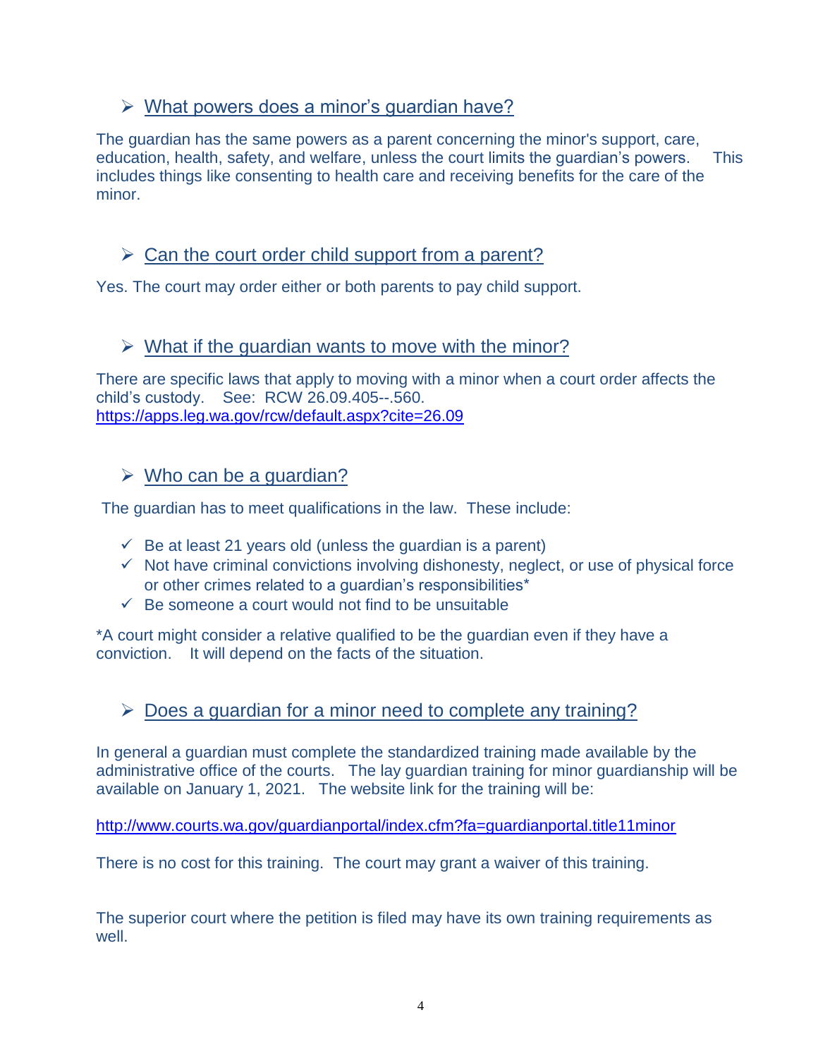## What powers does a minor's guardian have?

The guardian has the same powers as a parent concerning the minor's support, care, education, health, safety, and welfare, unless the court limits the guardian's powers. This includes things like consenting to health care and receiving benefits for the care of the minor.

## Can the court order child support from a parent?

Yes. The court may order either or both parents to pay child support.

## What if the guardian wants to move with the minor?

There are specific laws that apply to moving with a minor when a court order affects the child's custody. See: RCW 26.09.405--.560.
https://apps.leg.wa.gov/rcw/default.aspx?cite=26.09

## Who can be a guardian?

The guardian has to meet qualifications in the law. These include:

- ✓ Be at least 21 years old (unless the guardian is a parent)
- ✓ Not have criminal convictions involving dishonesty, neglect, or use of physical force or other crimes related to a guardian's responsibilities*
- ✓ Be someone a court would not find to be unsuitable

*A court might consider a relative qualified to be the guardian even if they have a conviction. It will depend on the facts of the situation.

## Does a guardian for a minor need to complete any training?

In general a guardian must complete the standardized training made available by the administrative office of the courts. The lay guardian training for minor guardianship will be available on January 1, 2021. The website link for the training will be:

http://www.courts.wa.gov/guardianportal/index.cfm?fa=guardianportal.title11minor

There is no cost for this training. The court may grant a waiver of this training.

The superior court where the petition is filed may have its own training requirements as well.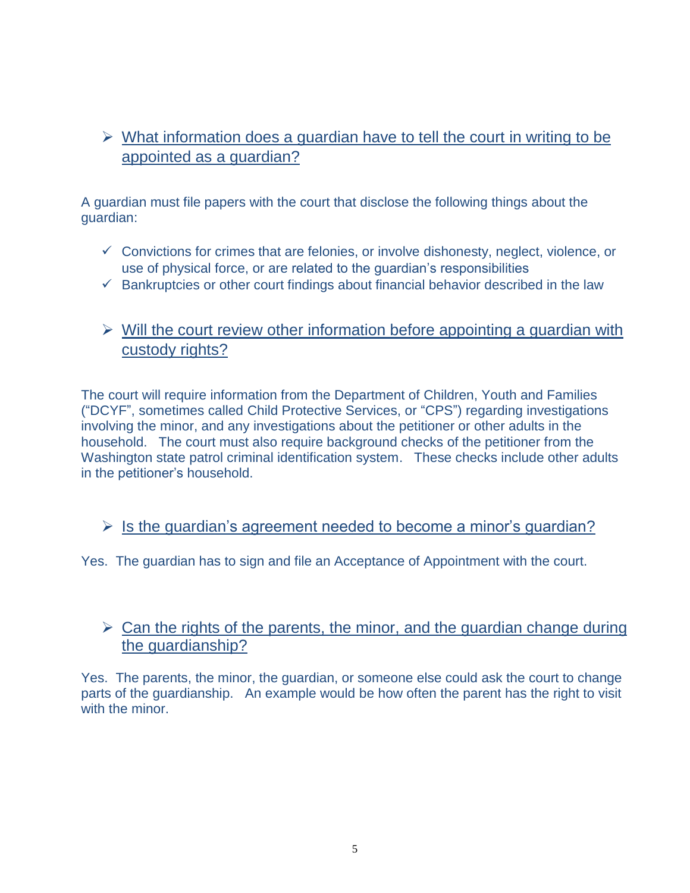## What information does a guardian have to tell the court in writing to be appointed as a guardian?

A guardian must file papers with the court that disclose the following things about the guardian:

- ✓ Convictions for crimes that are felonies, or involve dishonesty, neglect, violence, or use of physical force, or are related to the guardian's responsibilities
- ✓ Bankruptcies or other court findings about financial behavior described in the law

## Will the court review other information before appointing a guardian with custody rights?

The court will require information from the Department of Children, Youth and Families ("DCYF", sometimes called Child Protective Services, or "CPS") regarding investigations involving the minor, and any investigations about the petitioner or other adults in the household. The court must also require background checks of the petitioner from the Washington state patrol criminal identification system. These checks include other adults in the petitioner's household.

## Is the guardian's agreement needed to become a minor's guardian?

Yes. The guardian has to sign and file an Acceptance of Appointment with the court.

## Can the rights of the parents, the minor, and the guardian change during the guardianship?

Yes. The parents, the minor, the guardian, or someone else could ask the court to change parts of the guardianship. An example would be how often the parent has the right to visit with the minor.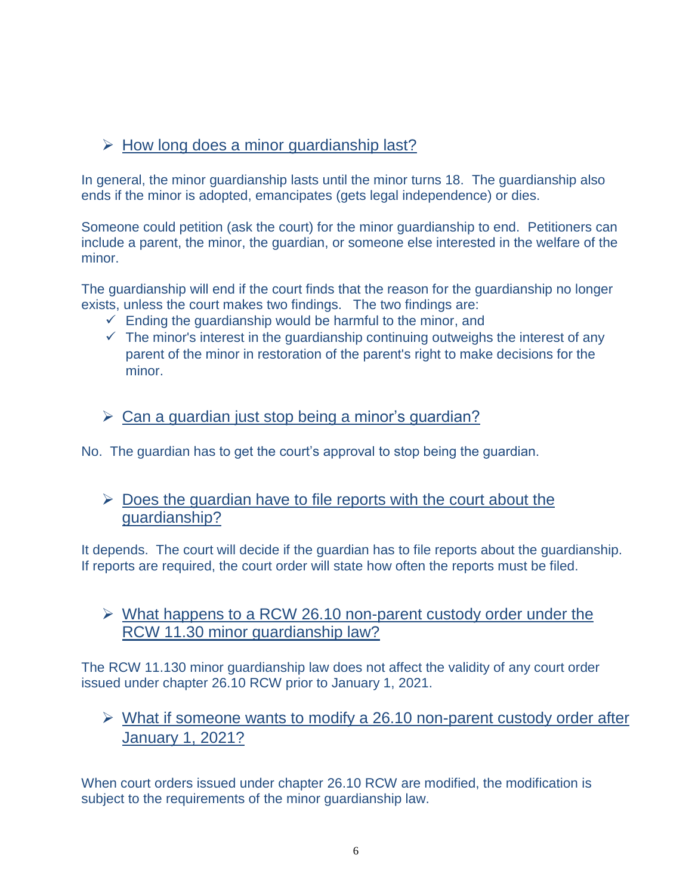## How long does a minor guardianship last?

In general, the minor guardianship lasts until the minor turns 18. The guardianship also ends if the minor is adopted, emancipates (gets legal independence) or dies.

Someone could petition (ask the court) for the minor guardianship to end. Petitioners can include a parent, the minor, the guardian, or someone else interested in the welfare of the minor.

The guardianship will end if the court finds that the reason for the guardianship no longer exists, unless the court makes two findings. The two findings are:

- ✓ Ending the guardianship would be harmful to the minor, and
- ✓ The minor's interest in the guardianship continuing outweighs the interest of any parent of the minor in restoration of the parent's right to make decisions for the minor.

## Can a guardian just stop being a minor's guardian?

No. The guardian has to get the court's approval to stop being the guardian.

## Does the guardian have to file reports with the court about the guardianship?

It depends. The court will decide if the guardian has to file reports about the guardianship. If reports are required, the court order will state how often the reports must be filed.

## What happens to a RCW 26.10 non-parent custody order under the RCW 11.30 minor guardianship law?

The RCW 11.130 minor guardianship law does not affect the validity of any court order issued under chapter 26.10 RCW prior to January 1, 2021.

## What if someone wants to modify a 26.10 non-parent custody order after January 1, 2021?

When court orders issued under chapter 26.10 RCW are modified, the modification is subject to the requirements of the minor guardianship law.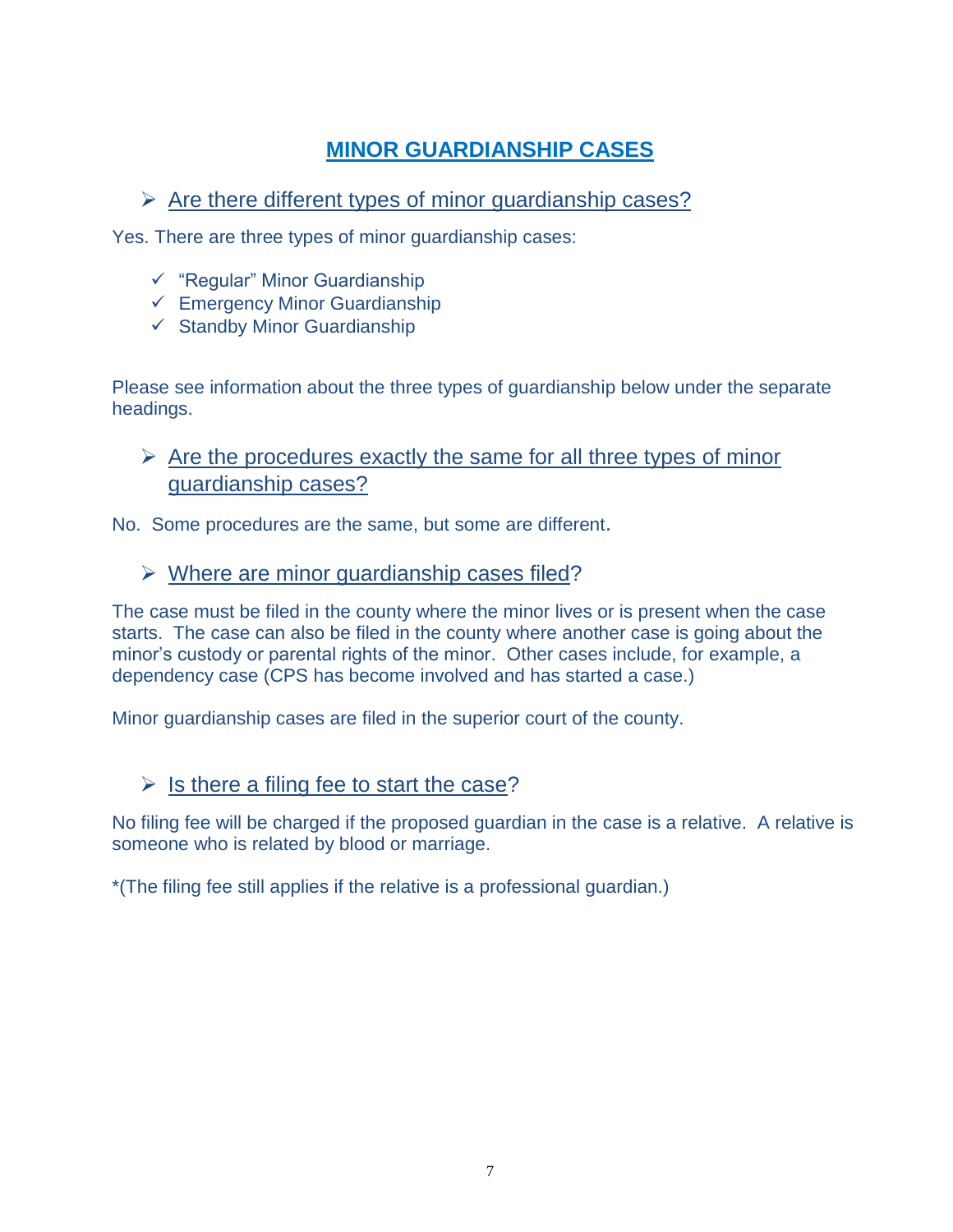# MINOR GUARDIANSHIP CASES

## Are there different types of minor guardianship cases?

Yes. There are three types of minor guardianship cases:

- "Regular" Minor Guardianship
- Emergency Minor Guardianship
- Standby Minor Guardianship

Please see information about the three types of guardianship below under the separate headings.

## Are the procedures exactly the same for all three types of minor guardianship cases?

No. Some procedures are the same, but some are different.

## Where are minor guardianship cases filed?

The case must be filed in the county where the minor lives or is present when the case starts. The case can also be filed in the county where another case is going about the minor's custody or parental rights of the minor. Other cases include, for example, a dependency case (CPS has become involved and has started a case.)

Minor guardianship cases are filed in the superior court of the county.

## Is there a filing fee to start the case?

No filing fee will be charged if the proposed guardian in the case is a relative. A relative is someone who is related by blood or marriage.

*(The filing fee still applies if the relative is a professional guardian.)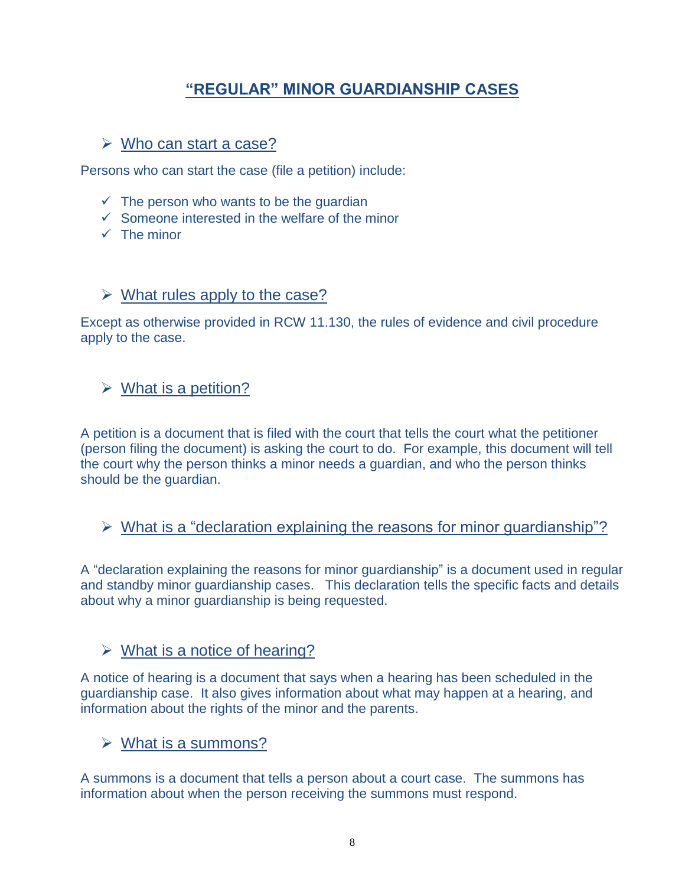# "REGULAR" MINOR GUARDIANSHIP CASES

## Who can start a case?

Persons who can start the case (file a petition) include:

- The person who wants to be the guardian
- Someone interested in the welfare of the minor
- The minor

## What rules apply to the case?

Except as otherwise provided in RCW 11.130, the rules of evidence and civil procedure apply to the case.

## What is a petition?

A petition is a document that is filed with the court that tells the court what the petitioner (person filing the document) is asking the court to do. For example, this document will tell the court why the person thinks a minor needs a guardian, and who the person thinks should be the guardian.

## What is a "declaration explaining the reasons for minor guardianship"?

A "declaration explaining the reasons for minor guardianship" is a document used in regular and standby minor guardianship cases. This declaration tells the specific facts and details about why a minor guardianship is being requested.

## What is a notice of hearing?

A notice of hearing is a document that says when a hearing has been scheduled in the guardianship case. It also gives information about what may happen at a hearing, and information about the rights of the minor and the parents.

## What is a summons?

A summons is a document that tells a person about a court case. The summons has information about when the person receiving the summons must respond.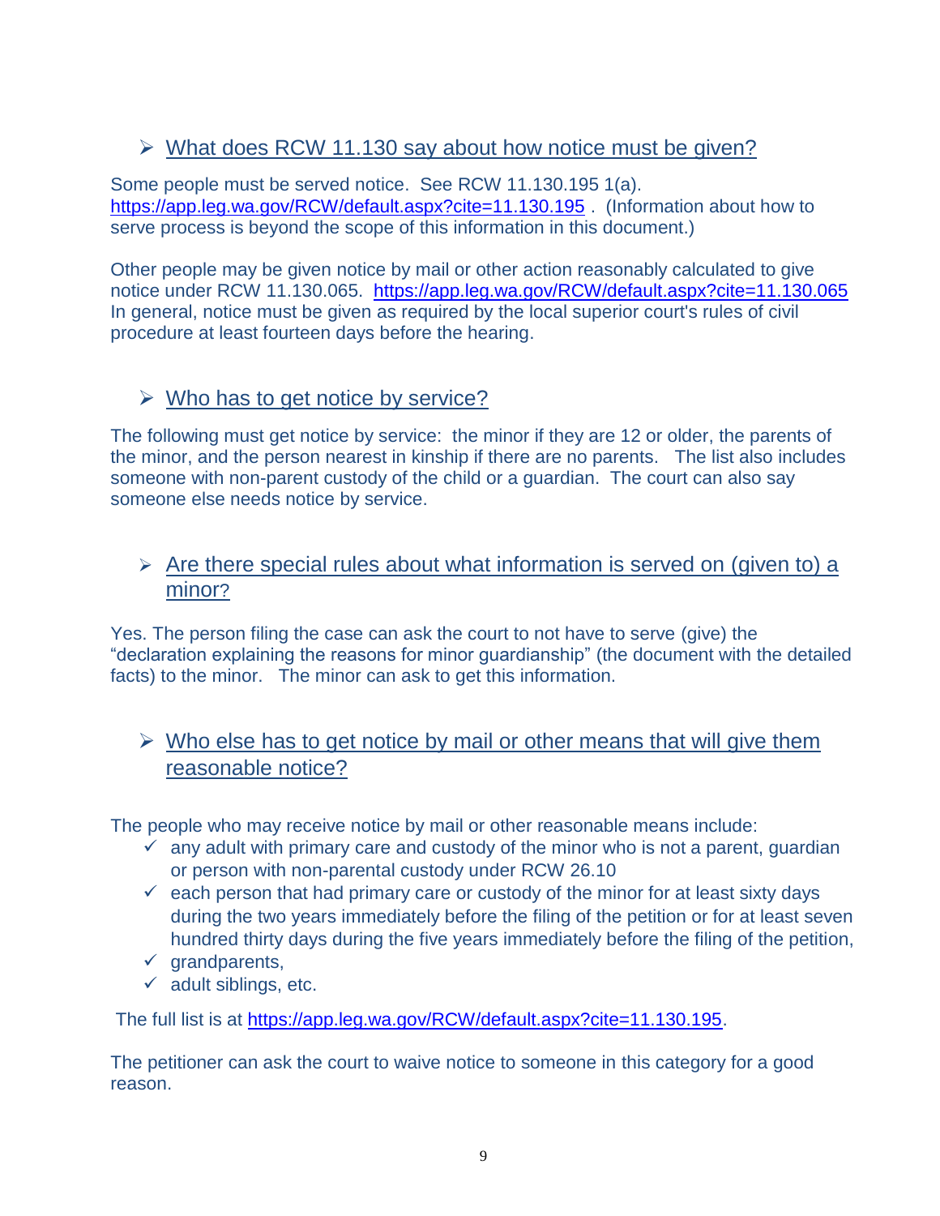## ➢ What does RCW 11.130 say about how notice must be given?

Some people must be served notice. See RCW 11.130.195 1(a). https://app.leg.wa.gov/RCW/default.aspx?cite=11.130.195 . (Information about how to serve process is beyond the scope of this information in this document.)

Other people may be given notice by mail or other action reasonably calculated to give notice under RCW 11.130.065. https://app.leg.wa.gov/RCW/default.aspx?cite=11.130.065 In general, notice must be given as required by the local superior court's rules of civil procedure at least fourteen days before the hearing.

## ➢ Who has to get notice by service?

The following must get notice by service: the minor if they are 12 or older, the parents of the minor, and the person nearest in kinship if there are no parents. The list also includes someone with non-parent custody of the child or a guardian. The court can also say someone else needs notice by service.

## ➢ Are there special rules about what information is served on (given to) a minor?

Yes. The person filing the case can ask the court to not have to serve (give) the "declaration explaining the reasons for minor guardianship" (the document with the detailed facts) to the minor. The minor can ask to get this information.

## ➢ Who else has to get notice by mail or other means that will give them reasonable notice?

The people who may receive notice by mail or other reasonable means include:

- ✓ any adult with primary care and custody of the minor who is not a parent, guardian or person with non-parental custody under RCW 26.10
- ✓ each person that had primary care or custody of the minor for at least sixty days during the two years immediately before the filing of the petition or for at least seven hundred thirty days during the five years immediately before the filing of the petition,
- ✓ grandparents,
- ✓ adult siblings, etc.

The full list is at https://app.leg.wa.gov/RCW/default.aspx?cite=11.130.195.

The petitioner can ask the court to waive notice to someone in this category for a good reason.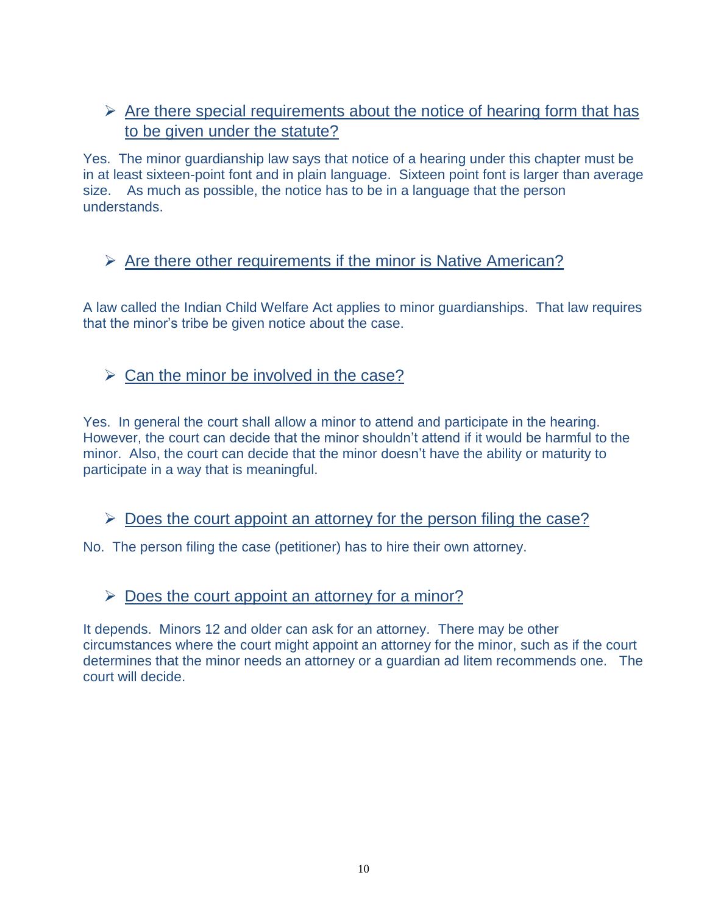### ➢ Are there special requirements about the notice of hearing form that has to be given under the statute?

Yes. The minor guardianship law says that notice of a hearing under this chapter must be in at least sixteen-point font and in plain language. Sixteen point font is larger than average size. As much as possible, the notice has to be in a language that the person understands.

### ➢ Are there other requirements if the minor is Native American?

A law called the Indian Child Welfare Act applies to minor guardianships. That law requires that the minor's tribe be given notice about the case.

### ➢ Can the minor be involved in the case?

Yes. In general the court shall allow a minor to attend and participate in the hearing. However, the court can decide that the minor shouldn't attend if it would be harmful to the minor. Also, the court can decide that the minor doesn't have the ability or maturity to participate in a way that is meaningful.

### ➢ Does the court appoint an attorney for the person filing the case?

No. The person filing the case (petitioner) has to hire their own attorney.

### ➢ Does the court appoint an attorney for a minor?

It depends. Minors 12 and older can ask for an attorney. There may be other circumstances where the court might appoint an attorney for the minor, such as if the court determines that the minor needs an attorney or a guardian ad litem recommends one. The court will decide.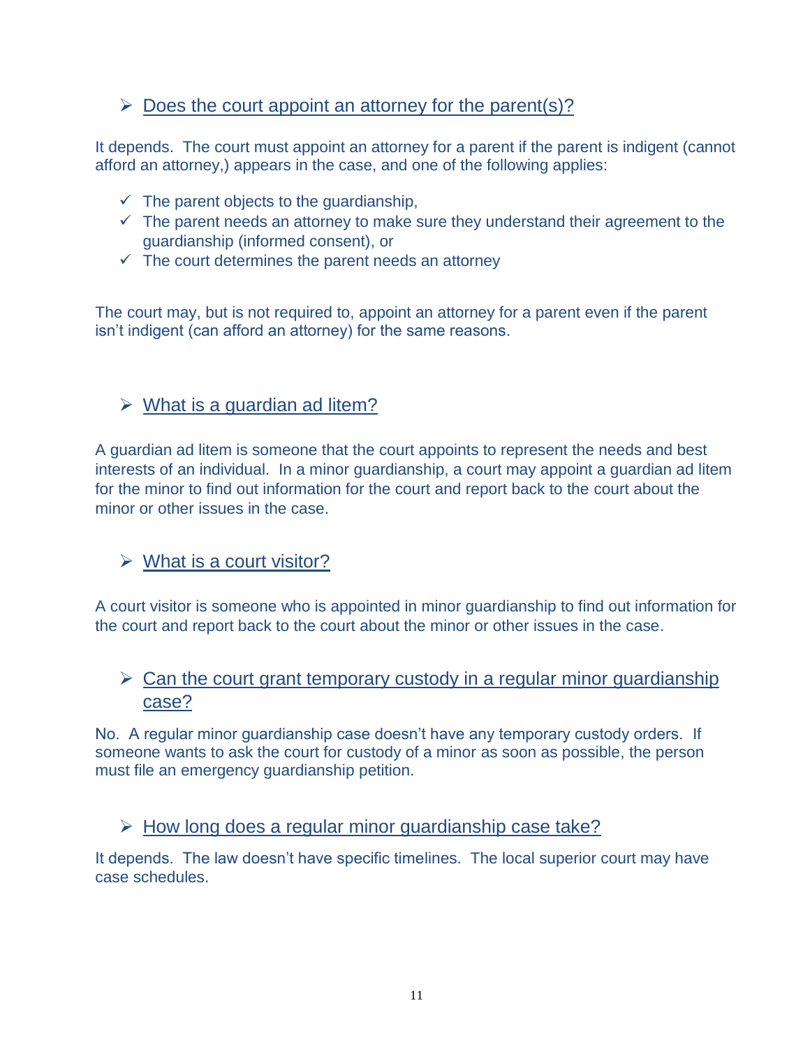## Does the court appoint an attorney for the parent(s)?

It depends. The court must appoint an attorney for a parent if the parent is indigent (cannot afford an attorney,) appears in the case, and one of the following applies:

- ✓ The parent objects to the guardianship,
- ✓ The parent needs an attorney to make sure they understand their agreement to the guardianship (informed consent), or
- ✓ The court determines the parent needs an attorney

The court may, but is not required to, appoint an attorney for a parent even if the parent isn't indigent (can afford an attorney) for the same reasons.

## What is a guardian ad litem?

A guardian ad litem is someone that the court appoints to represent the needs and best interests of an individual. In a minor guardianship, a court may appoint a guardian ad litem for the minor to find out information for the court and report back to the court about the minor or other issues in the case.

## What is a court visitor?

A court visitor is someone who is appointed in minor guardianship to find out information for the court and report back to the court about the minor or other issues in the case.

## Can the court grant temporary custody in a regular minor guardianship case?

No. A regular minor guardianship case doesn't have any temporary custody orders. If someone wants to ask the court for custody of a minor as soon as possible, the person must file an emergency guardianship petition.

## How long does a regular minor guardianship case take?

It depends. The law doesn't have specific timelines. The local superior court may have case schedules.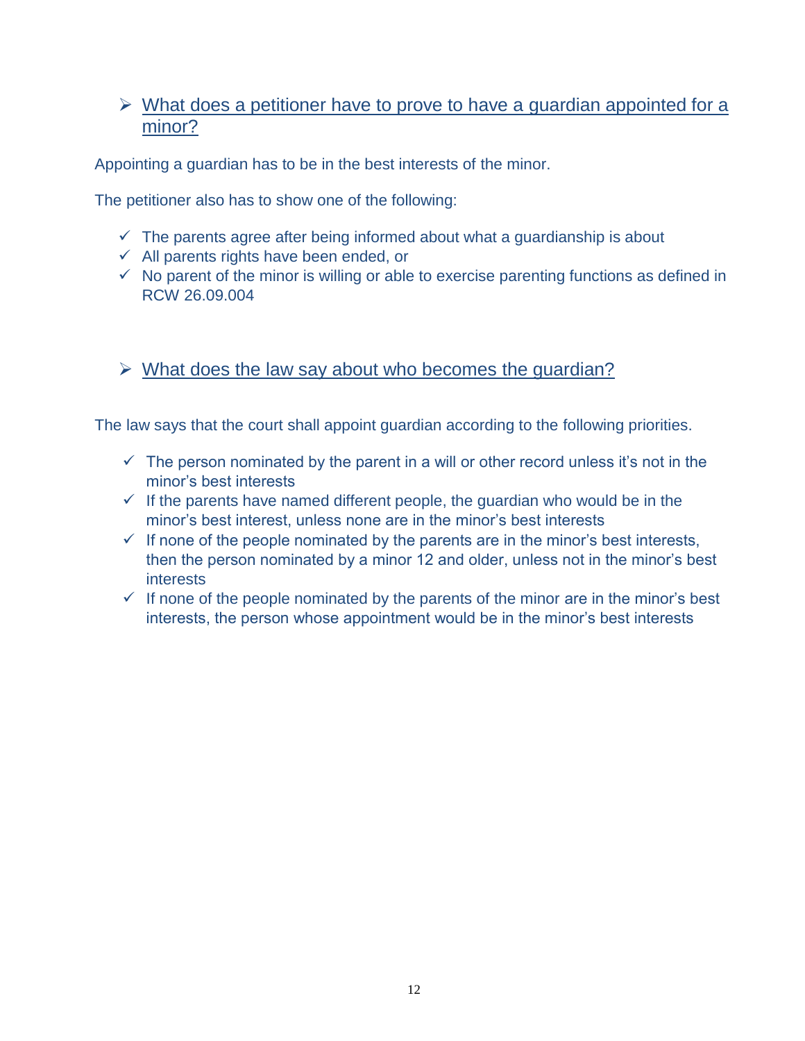## What does a petitioner have to prove to have a guardian appointed for a minor?

Appointing a guardian has to be in the best interests of the minor.

The petitioner also has to show one of the following:

- The parents agree after being informed about what a guardianship is about
- All parents rights have been ended, or
- No parent of the minor is willing or able to exercise parenting functions as defined in RCW 26.09.004

## What does the law say about who becomes the guardian?

The law says that the court shall appoint guardian according to the following priorities.

- The person nominated by the parent in a will or other record unless it's not in the minor's best interests
- If the parents have named different people, the guardian who would be in the minor's best interest, unless none are in the minor's best interests
- If none of the people nominated by the parents are in the minor's best interests, then the person nominated by a minor 12 and older, unless not in the minor's best interests
- If none of the people nominated by the parents of the minor are in the minor's best interests, the person whose appointment would be in the minor's best interests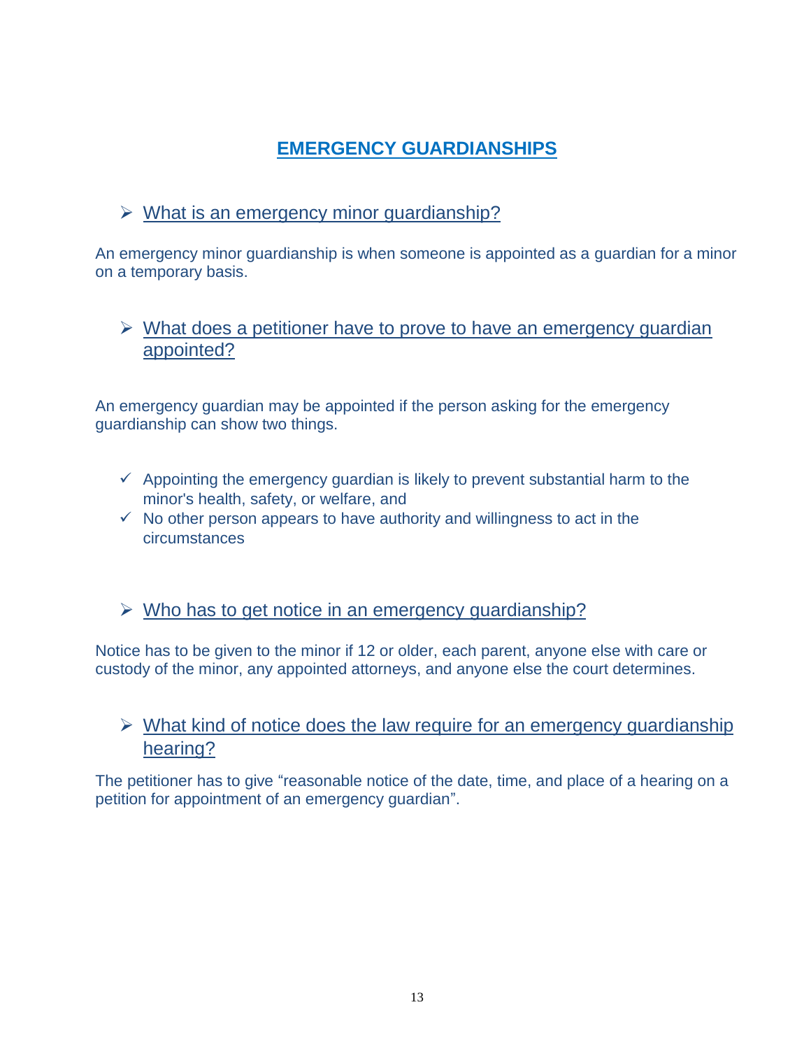# EMERGENCY GUARDIANSHIPS

## What is an emergency minor guardianship?

An emergency minor guardianship is when someone is appointed as a guardian for a minor on a temporary basis.

## What does a petitioner have to prove to have an emergency guardian appointed?

An emergency guardian may be appointed if the person asking for the emergency guardianship can show two things.

- ✓ Appointing the emergency guardian is likely to prevent substantial harm to the minor's health, safety, or welfare, and
- ✓ No other person appears to have authority and willingness to act in the circumstances

## Who has to get notice in an emergency guardianship?

Notice has to be given to the minor if 12 or older, each parent, anyone else with care or custody of the minor, any appointed attorneys, and anyone else the court determines.

## What kind of notice does the law require for an emergency guardianship hearing?

The petitioner has to give "reasonable notice of the date, time, and place of a hearing on a petition for appointment of an emergency guardian".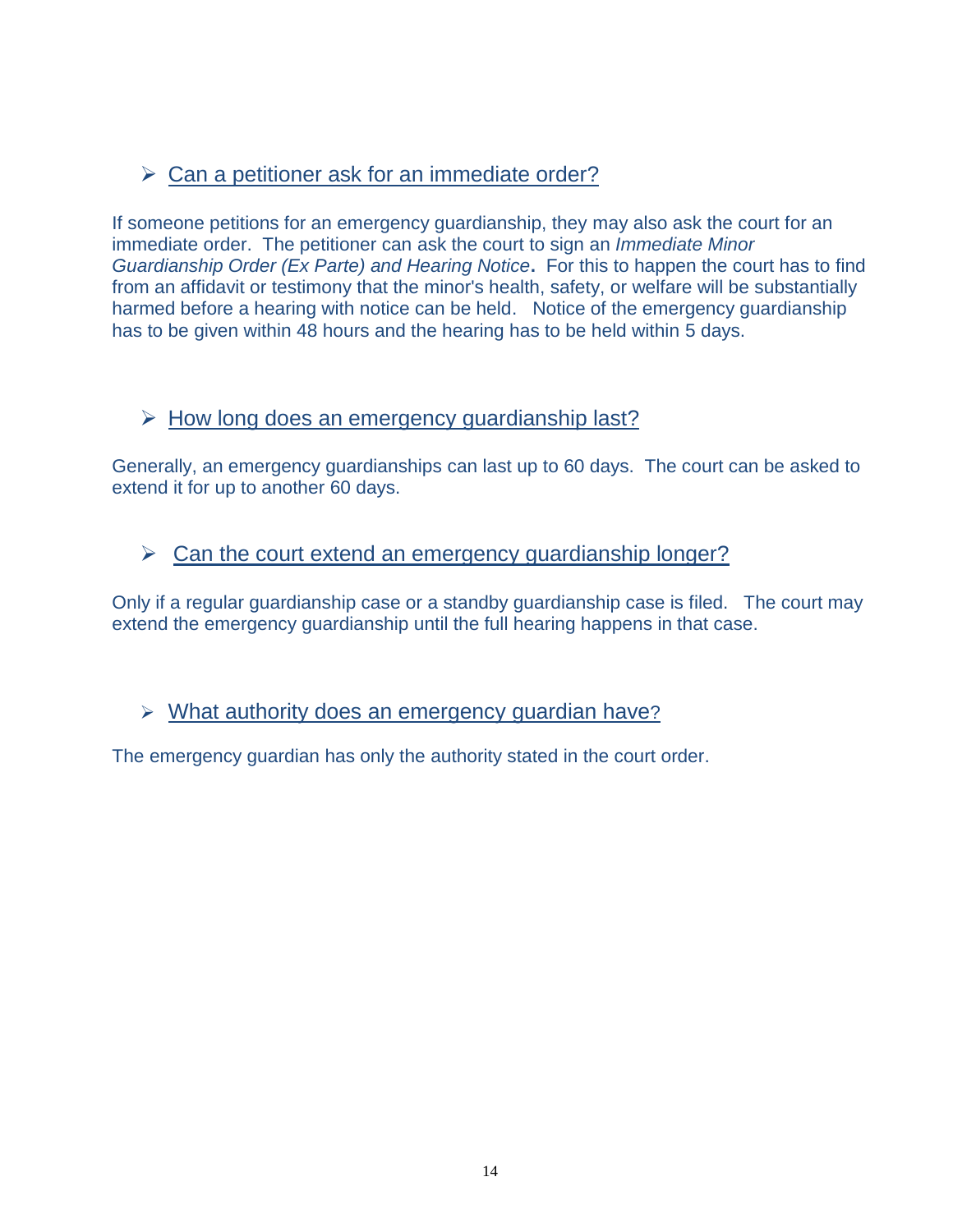## Can a petitioner ask for an immediate order?

If someone petitions for an emergency guardianship, they may also ask the court for an immediate order. The petitioner can ask the court to sign an *Immediate Minor Guardianship Order (Ex Parte) and Hearing Notice*. For this to happen the court has to find from an affidavit or testimony that the minor's health, safety, or welfare will be substantially harmed before a hearing with notice can be held. Notice of the emergency guardianship has to be given within 48 hours and the hearing has to be held within 5 days.

## How long does an emergency guardianship last?

Generally, an emergency guardianships can last up to 60 days. The court can be asked to extend it for up to another 60 days.

## Can the court extend an emergency guardianship longer?

Only if a regular guardianship case or a standby guardianship case is filed. The court may extend the emergency guardianship until the full hearing happens in that case.

## What authority does an emergency guardian have?

The emergency guardian has only the authority stated in the court order.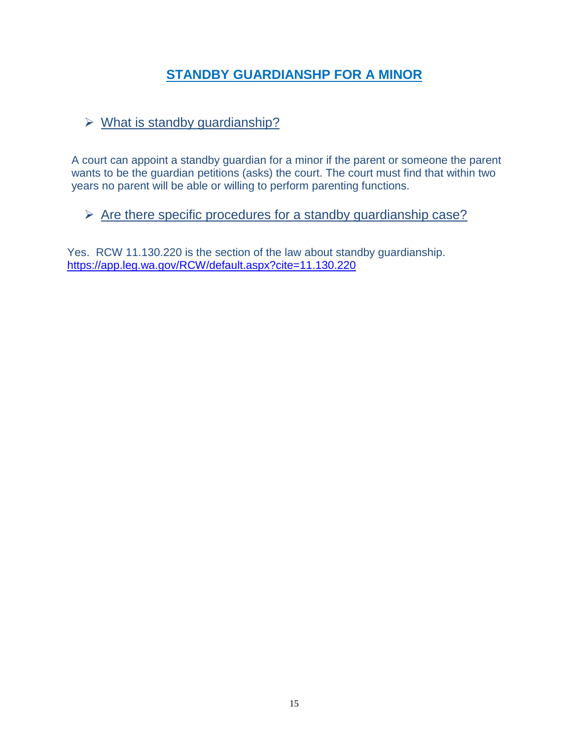## STANDBY GUARDIANSHP FOR A MINOR

### ➢ What is standby guardianship?

A court can appoint a standby guardian for a minor if the parent or someone the parent wants to be the guardian petitions (asks) the court. The court must find that within two years no parent will be able or willing to perform parenting functions.

### ➢ Are there specific procedures for a standby guardianship case?

Yes. RCW 11.130.220 is the section of the law about standby guardianship.
https://app.leg.wa.gov/RCW/default.aspx?cite=11.130.220